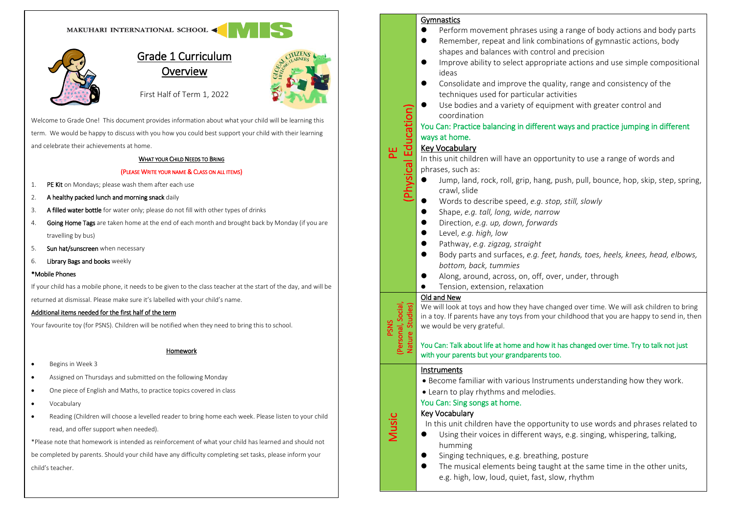MAKUHARI INTERNATIONAL SCHOOL MIS

# Grade 1 Curriculum Overview

First Half of Term 1, 2022

Welcome to Grade One! This document provides information about what your child will be learning this term. We would be happy to discuss with you how you could best support your child with their learning and celebrate their achievements at home.

### WHAT YOUR CHILD NEEDS TO BRING

**(PLEASE WRITE YOUR NAME & CLASS ON ALL ITEMS)**

1. **PE Kit** on Mondays; please wash them after each use
2. **A healthy packed lunch and morning snack** daily
3. **A filled water bottle** for water only; please do not fill with other types of drinks
4. **Going Home Tags** are taken home at the end of each month and brought back by Monday (if you are travelling by bus)
5. **Sun hat/sunscreen** when necessary
6. **Library Bags and books** weekly

**\*Mobile Phones**

If your child has a mobile phone, it needs to be given to the class teacher at the start of the day, and will be returned at dismissal. Please make sure it's labelled with your child's name.

### Additional items needed for the first half of the term

Your favourite toy (for PSNS). Children will be notified when they need to bring this to school.

### Homework

- Begins in Week 3
- Assigned on Thursdays and submitted on the following Monday
- One piece of English and Maths, to practice topics covered in class
- Vocabulary
- Reading (Children will choose a levelled reader to bring home each week. Please listen to your child read, and offer support when needed).

*Please note that homework is intended as reinforcement of what your child has learned and should not be completed by parents. Should your child have any difficulty completing set tasks, please inform your child's teacher.

## PE (Physical Education)

### Gymnastics

- Perform movement phrases using a range of body actions and body parts
- Remember, repeat and link combinations of gymnastic actions, body shapes and balances with control and precision
- Improve ability to select appropriate actions and use simple compositional ideas
- Consolidate and improve the quality, range and consistency of the techniques used for particular activities
- Use bodies and a variety of equipment with greater control and coordination

You Can: Practice balancing in different ways and practice jumping in different ways at home.

### Key Vocabulary

In this unit children will have an opportunity to use a range of words and phrases, such as:

- Jump, land, rock, roll, grip, hang, push, pull, bounce, hop, skip, step, spring, crawl, slide
- Words to describe speed, *e.g. stop, still, slowly*
- Shape, *e.g. tall, long, wide, narrow*
- Direction, *e.g. up, down, forwards*
- Level, *e.g. high, low*
- Pathway, *e.g. zigzag, straight*
- Body parts and surfaces, *e.g. feet, hands, toes, heels, knees, head, elbows, bottom, back, tummies*
- Along, around, across, on, off, over, under, through
- Tension, extension, relaxation

## PSNS (Personal, Social, Nature Studies)

### Old and New

We will look at toys and how they have changed over time. We will ask children to bring in a toy. If parents have any toys from your childhood that you are happy to send in, then we would be very grateful.

You Can: Talk about life at home and how it has changed over time. Try to talk not just with your parents but your grandparents too.

## Music

### Instruments

- Become familiar with various Instruments understanding how they work.
- Learn to play rhythms and melodies.

You Can: Sing songs at home.

### Key Vocabulary

In this unit children have the opportunity to use words and phrases related to

- Using their voices in different ways, e.g. singing, whispering, talking, humming
- Singing techniques, e.g. breathing, posture
- The musical elements being taught at the same time in the other units, e.g. high, low, loud, quiet, fast, slow, rhythm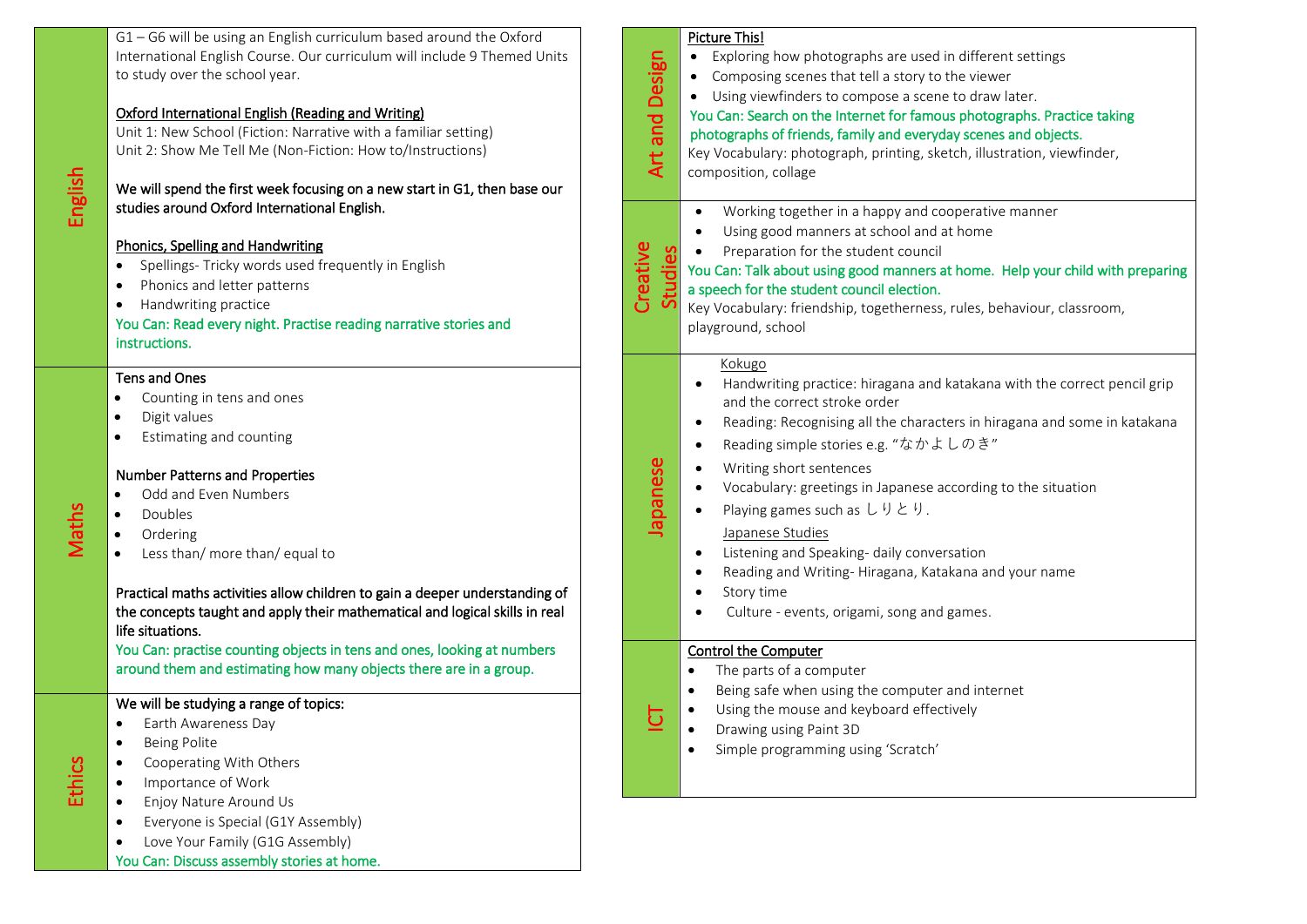## English

G1 – G6 will be using an English curriculum based around the Oxford International English Course. Our curriculum will include 9 Themed Units to study over the school year.

Oxford International English (Reading and Writing)

Unit 1: New School (Fiction: Narrative with a familiar setting)
Unit 2: Show Me Tell Me (Non-Fiction: How to/Instructions)

We will spend the first week focusing on a new start in G1, then base our studies around Oxford International English.

Phonics, Spelling and Handwriting

- Spellings- Tricky words used frequently in English
- Phonics and letter patterns
- Handwriting practice

You Can: Read every night. Practise reading narrative stories and instructions.

## Maths

Tens and Ones

- Counting in tens and ones
- Digit values
- Estimating and counting

Number Patterns and Properties

- Odd and Even Numbers
- Doubles
- Ordering
- Less than/ more than/ equal to

Practical maths activities allow children to gain a deeper understanding of the concepts taught and apply their mathematical and logical skills in real life situations.

You Can: practise counting objects in tens and ones, looking at numbers around them and estimating how many objects there are in a group.

## Ethics

We will be studying a range of topics:

- Earth Awareness Day
- Being Polite
- Cooperating With Others
- Importance of Work
- Enjoy Nature Around Us
- Everyone is Special (G1Y Assembly)
- Love Your Family (G1G Assembly)

You Can: Discuss assembly stories at home.

## Art and Design

Picture This!

- Exploring how photographs are used in different settings
- Composing scenes that tell a story to the viewer
- Using viewfinders to compose a scene to draw later.

You Can: Search on the Internet for famous photographs. Practice taking photographs of friends, family and everyday scenes and objects.

Key Vocabulary: photograph, printing, sketch, illustration, viewfinder, composition, collage

## Creative Studies

- Working together in a happy and cooperative manner
- Using good manners at school and at home
- Preparation for the student council

You Can: Talk about using good manners at home. Help your child with preparing a speech for the student council election.

Key Vocabulary: friendship, togetherness, rules, behaviour, classroom, playground, school

## Japanese

Kokugo

- Handwriting practice: hiragana and katakana with the correct pencil grip and the correct stroke order
- Reading: Recognising all the characters in hiragana and some in katakana
- Reading simple stories e.g. "なかよしのき"
- Writing short sentences
- Vocabulary: greetings in Japanese according to the situation
- Playing games such as しりとり.

Japanese Studies

- Listening and Speaking- daily conversation
- Reading and Writing- Hiragana, Katakana and your name
- Story time
- Culture - events, origami, song and games.

## ICT

Control the Computer

- The parts of a computer
- Being safe when using the computer and internet
- Using the mouse and keyboard effectively
- Drawing using Paint 3D
- Simple programming using 'Scratch'